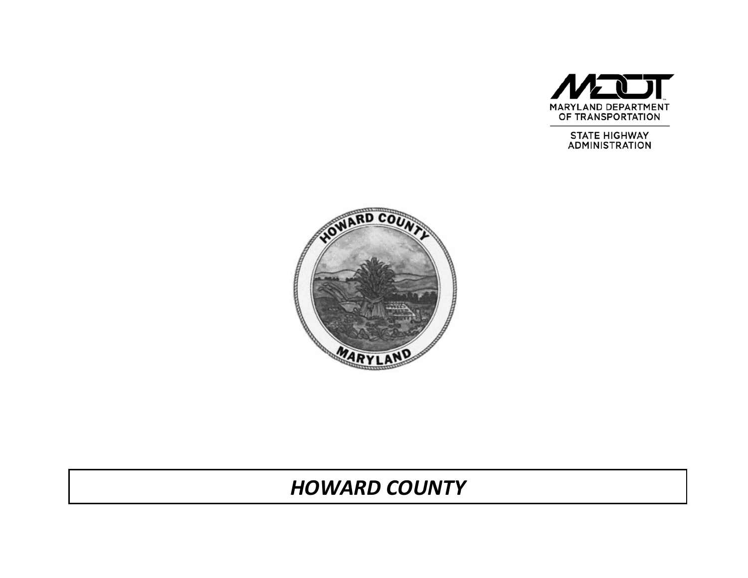MARYLAND DEPARTMENT OF TRANSPORTATION

STATE HIGHWAY ADMINISTRATION

HOWARD COUNTY

MARYLAND

# *HOWARD COUNTY*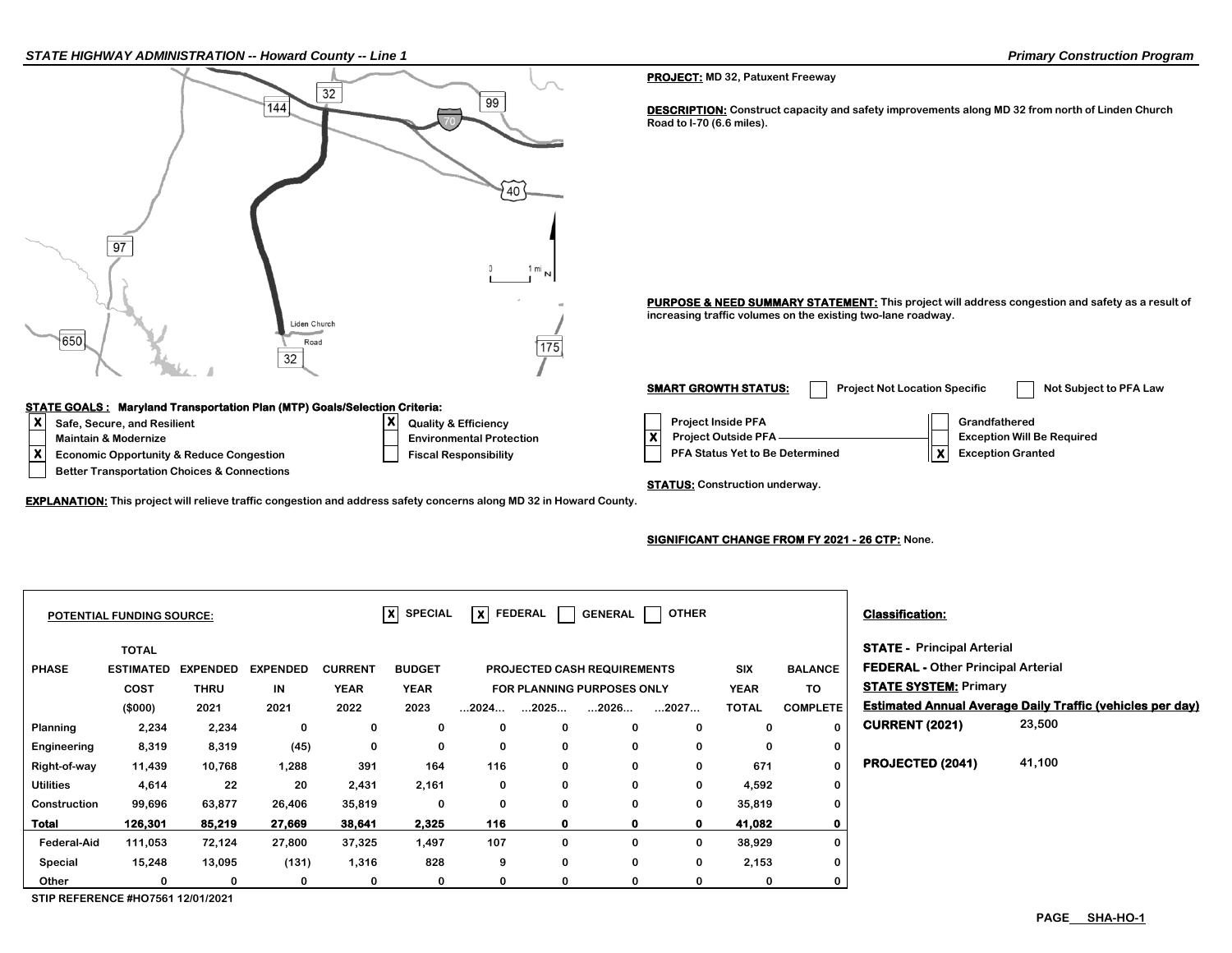**PROJECT:** MD 32, Patuxent Freeway

**DESCRIPTION:** Construct capacity and safety improvements along MD 32 from north of Linden Church Road to I-70 (6.6 miles).

**PURPOSE & NEED SUMMARY STATEMENT:** This project will address congestion and safety as a result of increasing traffic volumes on the existing two-lane roadway.

**SMART GROWTH STATUS:**

- [ ] Project Not Location Specific
- [ ] Not Subject to PFA Law
- [ ] Project Inside PFA
- [X] Project Outside PFA
- [ ] PFA Status Yet to Be Determined
- [ ] Grandfathered
- [ ] Exception Will Be Required
- [X] Exception Granted

**STATE GOALS : Maryland Transportation Plan (MTP) Goals/Selection Criteria:**

- [X] Safe, Secure, and Resilient
- [ ] Maintain & Modernize
- [X] Economic Opportunity & Reduce Congestion
- [ ] Better Transportation Choices & Connections
- [X] Quality & Efficiency
- [ ] Environmental Protection
- [ ] Fiscal Responsibility

**STATUS:** Construction underway.

**EXPLANATION:** This project will relieve traffic congestion and address safety concerns along MD 32 in Howard County.

**SIGNIFICANT CHANGE FROM FY 2021 - 26 CTP:** None.

**POTENTIAL FUNDING SOURCE:** [X] SPECIAL [X] FEDERAL [ ] GENERAL [ ] OTHER

| PHASE | TOTAL ESTIMATED COST ($000) | EXPENDED THRU 2021 | EXPENDED IN 2021 | CURRENT YEAR 2022 | BUDGET YEAR 2023 | ...2024... | ...2025... | ...2026... | ...2027... | SIX YEAR TOTAL | BALANCE TO COMPLETE |
|---|---|---|---|---|---|---|---|---|---|---|---|
| | | | | | | PROJECTED CASH REQUIREMENTS FOR PLANNING PURPOSES ONLY | | | | | |
| Planning | 2,234 | 2,234 | 0 | 0 | 0 | 0 | 0 | 0 | 0 | 0 | 0 |
| Engineering | 8,319 | 8,319 | (45) | 0 | 0 | 0 | 0 | 0 | 0 | 0 | 0 |
| Right-of-way | 11,439 | 10,768 | 1,288 | 391 | 164 | 116 | 0 | 0 | 0 | 671 | 0 |
| Utilities | 4,614 | 22 | 20 | 2,431 | 2,161 | 0 | 0 | 0 | 0 | 4,592 | 0 |
| Construction | 99,696 | 63,877 | 26,406 | 35,819 | 0 | 0 | 0 | 0 | 0 | 35,819 | 0 |
| **Total** | **126,301** | **85,219** | **27,669** | **38,641** | **2,325** | **116** | **0** | **0** | **0** | **41,082** | **0** |
| Federal-Aid | 111,053 | 72,124 | 27,800 | 37,325 | 1,497 | 107 | 0 | 0 | 0 | 38,929 | 0 |
| Special | 15,248 | 13,095 | (131) | 1,316 | 828 | 9 | 0 | 0 | 0 | 2,153 | 0 |
| Other | 0 | 0 | 0 | 0 | 0 | 0 | 0 | 0 | 0 | 0 | 0 |

STIP REFERENCE #HO7561 12/01/2021

**Classification:**

**STATE -** Principal Arterial

**FEDERAL -** Other Principal Arterial

**STATE SYSTEM:** Primary

**Estimated Annual Average Daily Traffic (vehicles per day)**

**CURRENT (2021)** 23,500

**PROJECTED (2041)** 41,100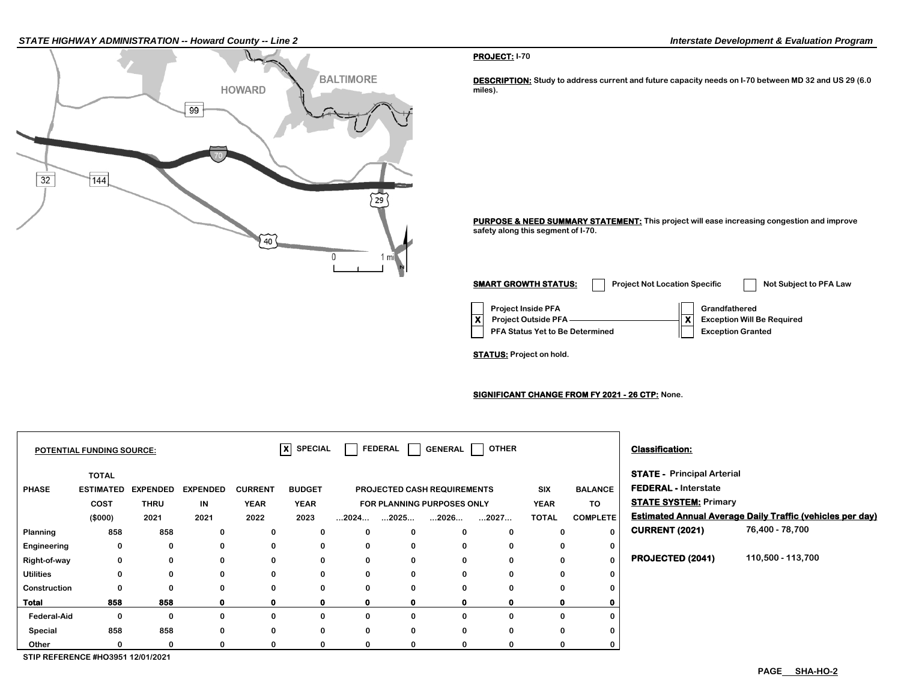**PROJECT:** I-70

**DESCRIPTION:** Study to address current and future capacity needs on I-70 between MD 32 and US 29 (6.0 miles).

**PURPOSE & NEED SUMMARY STATEMENT:** This project will ease increasing congestion and improve safety along this segment of I-70.

**SMART GROWTH STATUS:** ☐ Project Not Location Specific ☐ Not Subject to PFA Law

- ☐ Project Inside PFA
- ☒ Project Outside PFA
- ☐ PFA Status Yet to Be Determined

- ☐ Grandfathered
- ☒ Exception Will Be Required
- ☐ Exception Granted

**STATUS:** Project on hold.

**SIGNIFICANT CHANGE FROM FY 2021 - 26 CTP:** None.

**POTENTIAL FUNDING SOURCE:** ☒ SPECIAL ☐ FEDERAL ☐ GENERAL ☐ OTHER

| PHASE | TOTAL ESTIMATED COST ($000) | EXPENDED THRU 2021 | EXPENDED IN 2021 | CURRENT YEAR 2022 | BUDGET YEAR 2023 | PROJECTED CASH REQUIREMENTS FOR PLANNING PURPOSES ONLY ...2024... | ...2025... | ...2026... | ...2027... | SIX YEAR TOTAL | BALANCE TO COMPLETE |
|---|---|---|---|---|---|---|---|---|---|---|---|
| Planning | 858 | 858 | 0 | 0 | 0 | 0 | 0 | 0 | 0 | 0 | 0 |
| Engineering | 0 | 0 | 0 | 0 | 0 | 0 | 0 | 0 | 0 | 0 | 0 |
| Right-of-way | 0 | 0 | 0 | 0 | 0 | 0 | 0 | 0 | 0 | 0 | 0 |
| Utilities | 0 | 0 | 0 | 0 | 0 | 0 | 0 | 0 | 0 | 0 | 0 |
| Construction | 0 | 0 | 0 | 0 | 0 | 0 | 0 | 0 | 0 | 0 | 0 |
| **Total** | **858** | **858** | **0** | **0** | **0** | **0** | **0** | **0** | **0** | **0** | **0** |
| Federal-Aid | 0 | 0 | 0 | 0 | 0 | 0 | 0 | 0 | 0 | 0 | 0 |
| Special | 858 | 858 | 0 | 0 | 0 | 0 | 0 | 0 | 0 | 0 | 0 |
| Other | 0 | 0 | 0 | 0 | 0 | 0 | 0 | 0 | 0 | 0 | 0 |

STIP REFERENCE #HO3951 12/01/2021

**Classification:**

**STATE -** Principal Arterial

**FEDERAL -** Interstate

**STATE SYSTEM:** Primary

**Estimated Annual Average Daily Traffic (vehicles per day)**

**CURRENT (2021)** 76,400 - 78,700

**PROJECTED (2041)** 110,500 - 113,700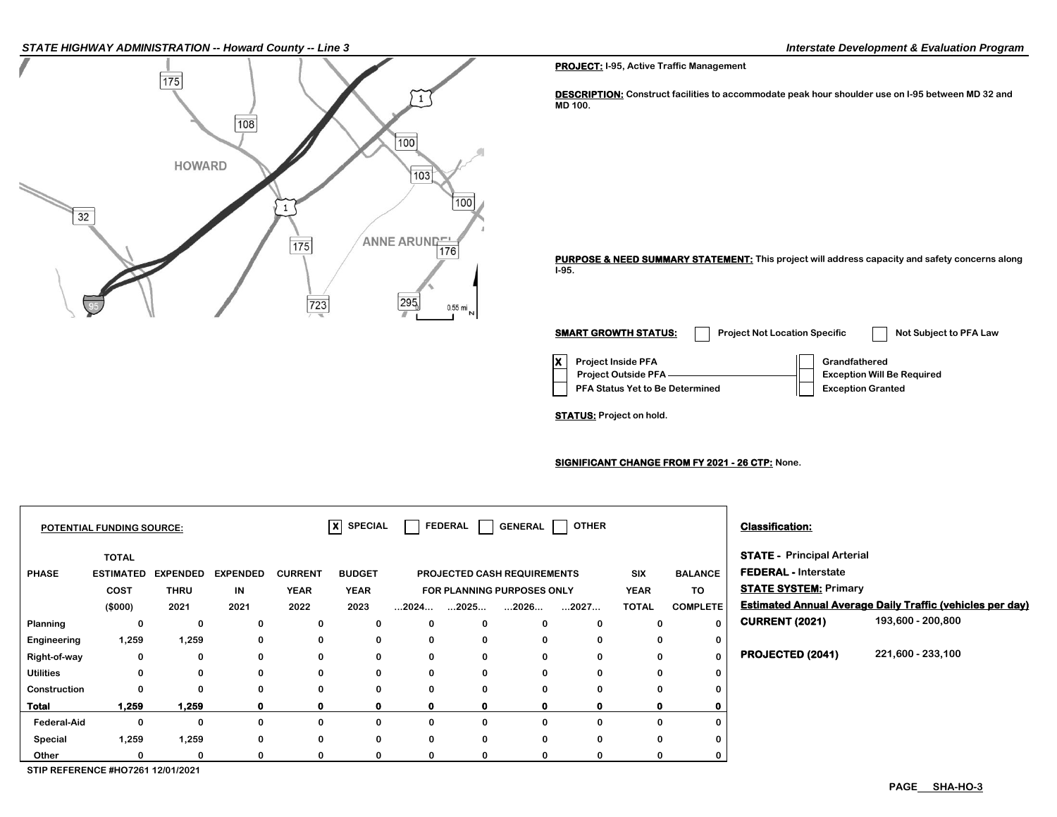**PROJECT:** I-95, Active Traffic Management

**DESCRIPTION:** Construct facilities to accommodate peak hour shoulder use on I-95 between MD 32 and MD 100.

**PURPOSE & NEED SUMMARY STATEMENT:** This project will address capacity and safety concerns along I-95.

**SMART GROWTH STATUS:** [ ] Project Not Location Specific [ ] Not Subject to PFA Law

- [X] Project Inside PFA
- [ ] Project Outside PFA
- [ ] PFA Status Yet to Be Determined
- [ ] Grandfathered
- [ ] Exception Will Be Required
- [ ] Exception Granted

**STATUS:** Project on hold.

**SIGNIFICANT CHANGE FROM FY 2021 - 26 CTP:** None.

**POTENTIAL FUNDING SOURCE:** [X] SPECIAL [ ] FEDERAL [ ] GENERAL [ ] OTHER

| PHASE | TOTAL ESTIMATED COST ($000) | EXPENDED THRU 2021 | EXPENDED IN 2021 | CURRENT YEAR 2022 | BUDGET YEAR 2023 | PROJECTED CASH REQUIREMENTS FOR PLANNING PURPOSES ONLY ...2024... | ...2025... | ...2026... | ...2027... | SIX YEAR TOTAL | BALANCE TO COMPLETE |
|---|---|---|---|---|---|---|---|---|---|---|---|
| Planning | 0 | 0 | 0 | 0 | 0 | 0 | 0 | 0 | 0 | 0 | 0 |
| Engineering | 1,259 | 1,259 | 0 | 0 | 0 | 0 | 0 | 0 | 0 | 0 | 0 |
| Right-of-way | 0 | 0 | 0 | 0 | 0 | 0 | 0 | 0 | 0 | 0 | 0 |
| Utilities | 0 | 0 | 0 | 0 | 0 | 0 | 0 | 0 | 0 | 0 | 0 |
| Construction | 0 | 0 | 0 | 0 | 0 | 0 | 0 | 0 | 0 | 0 | 0 |
| **Total** | **1,259** | **1,259** | **0** | **0** | **0** | **0** | **0** | **0** | **0** | **0** | **0** |
| Federal-Aid | 0 | 0 | 0 | 0 | 0 | 0 | 0 | 0 | 0 | 0 | 0 |
| Special | 1,259 | 1,259 | 0 | 0 | 0 | 0 | 0 | 0 | 0 | 0 | 0 |
| Other | 0 | 0 | 0 | 0 | 0 | 0 | 0 | 0 | 0 | 0 | 0 |

STIP REFERENCE #HO7261 12/01/2021

**Classification:**

**STATE -** Principal Arterial

**FEDERAL -** Interstate

**STATE SYSTEM:** Primary

**Estimated Annual Average Daily Traffic (vehicles per day)**

**CURRENT (2021)** 193,600 - 200,800

**PROJECTED (2041)** 221,600 - 233,100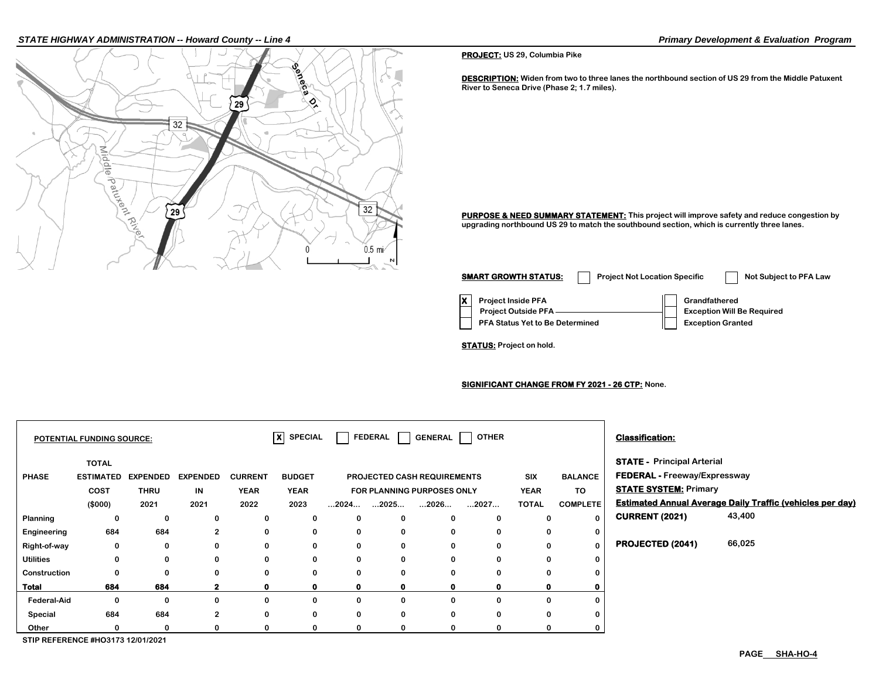**PROJECT:** US 29, Columbia Pike

**DESCRIPTION:** Widen from two to three lanes the northbound section of US 29 from the Middle Patuxent River to Seneca Drive (Phase 2; 1.7 miles).

**PURPOSE & NEED SUMMARY STATEMENT:** This project will improve safety and reduce congestion by upgrading northbound US 29 to match the southbound section, which is currently three lanes.

**SMART GROWTH STATUS:**

- [ ] Project Not Location Specific
- [ ] Not Subject to PFA Law
- [x] Project Inside PFA
- [ ] Project Outside PFA
- [ ] PFA Status Yet to Be Determined
- [ ] Grandfathered
- [ ] Exception Will Be Required
- [ ] Exception Granted

**STATUS:** Project on hold.

**SIGNIFICANT CHANGE FROM FY 2021 - 26 CTP:** None.

**POTENTIAL FUNDING SOURCE:** [X] SPECIAL [ ] FEDERAL [ ] GENERAL [ ] OTHER

| PHASE | TOTAL ESTIMATED COST ($000) | EXPENDED THRU 2021 | EXPENDED IN 2021 | CURRENT YEAR 2022 | BUDGET YEAR 2023 | ...2024... | ...2025... | ...2026... | ...2027... | SIX YEAR TOTAL | BALANCE TO COMPLETE |
|---|---|---|---|---|---|---|---|---|---|---|---|
| | | | | | | PROJECTED CASH REQUIREMENTS FOR PLANNING PURPOSES ONLY | | | | | |
| Planning | 0 | 0 | 0 | 0 | 0 | 0 | 0 | 0 | 0 | 0 | 0 |
| Engineering | 684 | 684 | 2 | 0 | 0 | 0 | 0 | 0 | 0 | 0 | 0 |
| Right-of-way | 0 | 0 | 0 | 0 | 0 | 0 | 0 | 0 | 0 | 0 | 0 |
| Utilities | 0 | 0 | 0 | 0 | 0 | 0 | 0 | 0 | 0 | 0 | 0 |
| Construction | 0 | 0 | 0 | 0 | 0 | 0 | 0 | 0 | 0 | 0 | 0 |
| **Total** | **684** | **684** | **2** | **0** | **0** | **0** | **0** | **0** | **0** | **0** | **0** |
| Federal-Aid | 0 | 0 | 0 | 0 | 0 | 0 | 0 | 0 | 0 | 0 | 0 |
| Special | 684 | 684 | 2 | 0 | 0 | 0 | 0 | 0 | 0 | 0 | 0 |
| Other | 0 | 0 | 0 | 0 | 0 | 0 | 0 | 0 | 0 | 0 | 0 |

STIP REFERENCE #HO3173 12/01/2021

**Classification:**

**STATE -** Principal Arterial

**FEDERAL -** Freeway/Expressway

**STATE SYSTEM:** Primary

**Estimated Annual Average Daily Traffic (vehicles per day)**

**CURRENT (2021)** 43,400

**PROJECTED (2041)** 66,025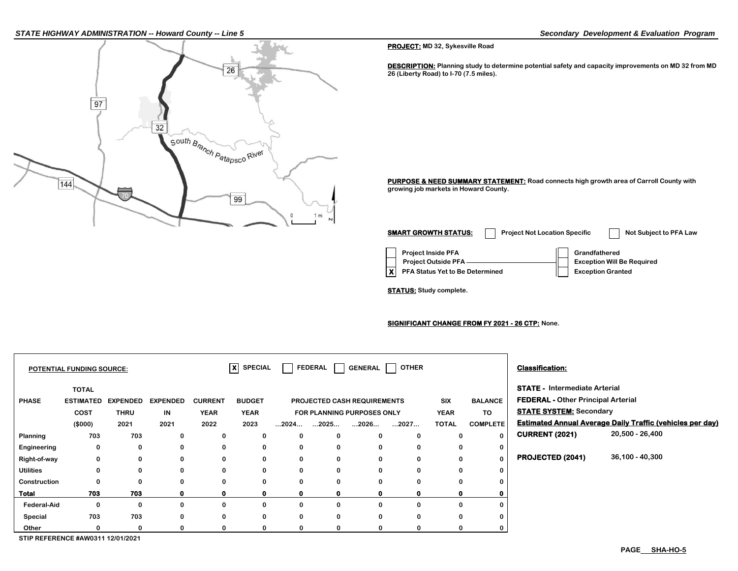**PROJECT:** MD 32, Sykesville Road

**DESCRIPTION:** Planning study to determine potential safety and capacity improvements on MD 32 from MD 26 (Liberty Road) to I-70 (7.5 miles).

**PURPOSE & NEED SUMMARY STATEMENT:** Road connects high growth area of Carroll County with growing job markets in Howard County.

**SMART GROWTH STATUS:** [ ] Project Not Location Specific [ ] Not Subject to PFA Law

- [ ] Project Inside PFA
- [ ] Project Outside PFA
  - [ ] Grandfathered
  - [ ] Exception Will Be Required
  - [ ] Exception Granted
- [X] PFA Status Yet to Be Determined

**STATUS:** Study complete.

**SIGNIFICANT CHANGE FROM FY 2021 - 26 CTP:** None.

**POTENTIAL FUNDING SOURCE:** [X] SPECIAL [ ] FEDERAL [ ] GENERAL [ ] OTHER

| PHASE | TOTAL ESTIMATED COST ($000) | EXPENDED THRU 2021 | EXPENDED IN 2021 | CURRENT YEAR 2022 | BUDGET YEAR 2023 | PROJECTED CASH REQUIREMENTS FOR PLANNING PURPOSES ONLY ...2024... | ...2025... | ...2026... | ...2027... | SIX YEAR TOTAL | BALANCE TO COMPLETE |
|---|---|---|---|---|---|---|---|---|---|---|---|
| Planning | 703 | 703 | 0 | 0 | 0 | 0 | 0 | 0 | 0 | 0 | 0 |
| Engineering | 0 | 0 | 0 | 0 | 0 | 0 | 0 | 0 | 0 | 0 | 0 |
| Right-of-way | 0 | 0 | 0 | 0 | 0 | 0 | 0 | 0 | 0 | 0 | 0 |
| Utilities | 0 | 0 | 0 | 0 | 0 | 0 | 0 | 0 | 0 | 0 | 0 |
| Construction | 0 | 0 | 0 | 0 | 0 | 0 | 0 | 0 | 0 | 0 | 0 |
| **Total** | **703** | **703** | **0** | **0** | **0** | **0** | **0** | **0** | **0** | **0** | **0** |
| Federal-Aid | 0 | 0 | 0 | 0 | 0 | 0 | 0 | 0 | 0 | 0 | 0 |
| Special | 703 | 703 | 0 | 0 | 0 | 0 | 0 | 0 | 0 | 0 | 0 |
| Other | 0 | 0 | 0 | 0 | 0 | 0 | 0 | 0 | 0 | 0 | 0 |

STIP REFERENCE #AW0311 12/01/2021

**Classification:**

**STATE -** Intermediate Arterial
**FEDERAL -** Other Principal Arterial
**STATE SYSTEM:** Secondary

**Estimated Annual Average Daily Traffic (vehicles per day)**

| | |
|---|---|
| **CURRENT (2021)** | 20,500 - 26,400 |
| **PROJECTED (2041)** | 36,100 - 40,300 |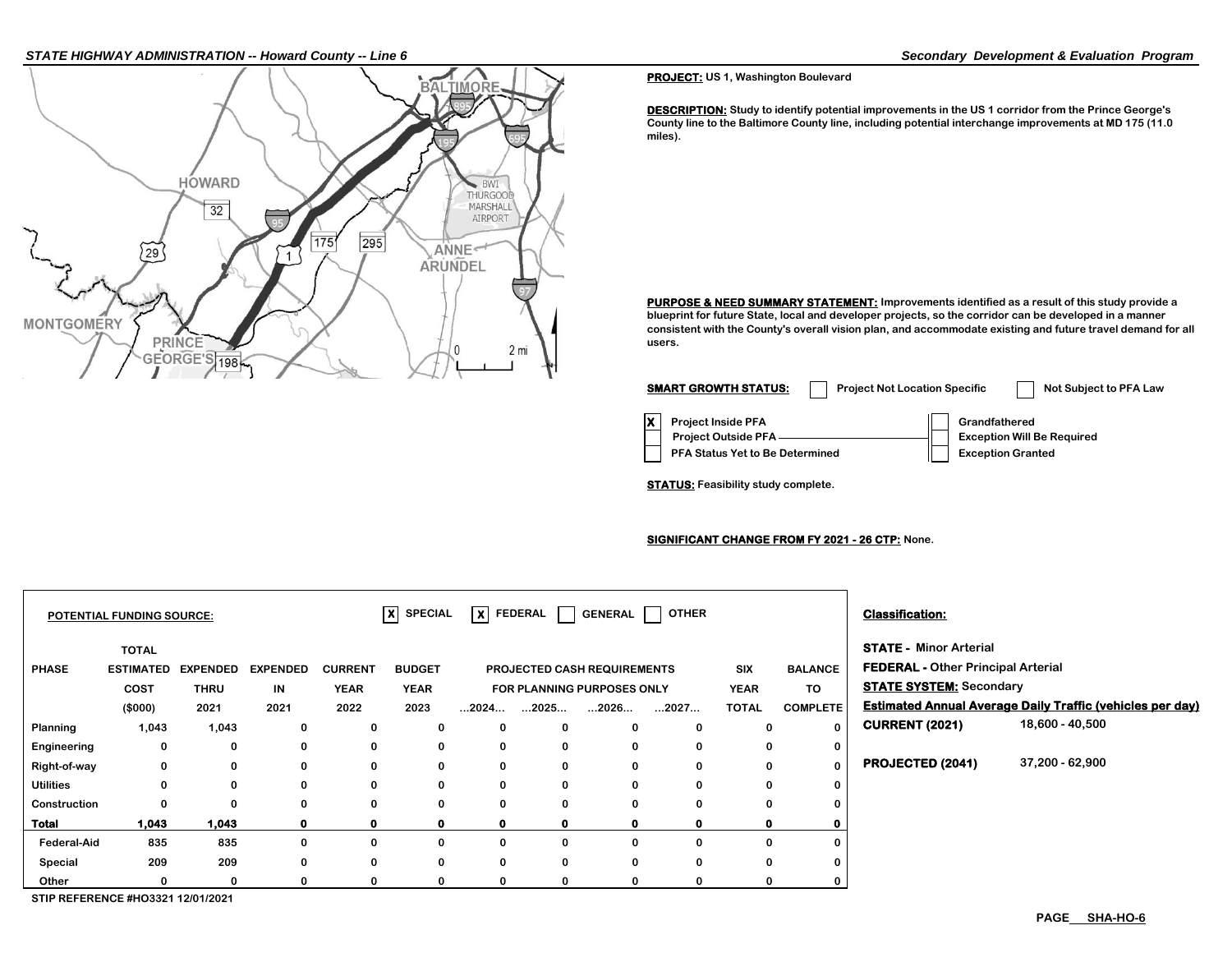**PROJECT:** US 1, Washington Boulevard

**DESCRIPTION:** Study to identify potential improvements in the US 1 corridor from the Prince George's County line to the Baltimore County line, including potential interchange improvements at MD 175 (11.0 miles).

**PURPOSE & NEED SUMMARY STATEMENT:** Improvements identified as a result of this study provide a blueprint for future State, local and developer projects, so the corridor can be developed in a manner consistent with the County's overall vision plan, and accommodate existing and future travel demand for all users.

**SMART GROWTH STATUS:** [ ] Project Not Location Specific [ ] Not Subject to PFA Law

- [X] Project Inside PFA
- [ ] Project Outside PFA
- [ ] PFA Status Yet to Be Determined
- [ ] Grandfathered
- [ ] Exception Will Be Required
- [ ] Exception Granted

**STATUS:** Feasibility study complete.

**SIGNIFICANT CHANGE FROM FY 2021 - 26 CTP:** None.

**POTENTIAL FUNDING SOURCE:** [X] SPECIAL [X] FEDERAL [ ] GENERAL [ ] OTHER

| PHASE | TOTAL ESTIMATED COST ($000) | EXPENDED THRU 2021 | EXPENDED IN 2021 | CURRENT YEAR 2022 | BUDGET YEAR 2023 | PROJECTED CASH REQUIREMENTS FOR PLANNING PURPOSES ONLY ...2024... | ...2025... | ...2026... | ...2027... | SIX YEAR TOTAL | BALANCE TO COMPLETE |
|---|---|---|---|---|---|---|---|---|---|---|---|
| Planning | 1,043 | 1,043 | 0 | 0 | 0 | 0 | 0 | 0 | 0 | 0 | 0 |
| Engineering | 0 | 0 | 0 | 0 | 0 | 0 | 0 | 0 | 0 | 0 | 0 |
| Right-of-way | 0 | 0 | 0 | 0 | 0 | 0 | 0 | 0 | 0 | 0 | 0 |
| Utilities | 0 | 0 | 0 | 0 | 0 | 0 | 0 | 0 | 0 | 0 | 0 |
| Construction | 0 | 0 | 0 | 0 | 0 | 0 | 0 | 0 | 0 | 0 | 0 |
| **Total** | **1,043** | **1,043** | **0** | **0** | **0** | **0** | **0** | **0** | **0** | **0** | **0** |
| Federal-Aid | 835 | 835 | 0 | 0 | 0 | 0 | 0 | 0 | 0 | 0 | 0 |
| Special | 209 | 209 | 0 | 0 | 0 | 0 | 0 | 0 | 0 | 0 | 0 |
| Other | 0 | 0 | 0 | 0 | 0 | 0 | 0 | 0 | 0 | 0 | 0 |

STIP REFERENCE #HO3321 12/01/2021

**Classification:**

**STATE -** Minor Arterial
**FEDERAL -** Other Principal Arterial
**STATE SYSTEM:** Secondary

**Estimated Annual Average Daily Traffic (vehicles per day)**

| | |
|---|---|
| **CURRENT (2021)** | 18,600 - 40,500 |
| **PROJECTED (2041)** | 37,200 - 62,900 |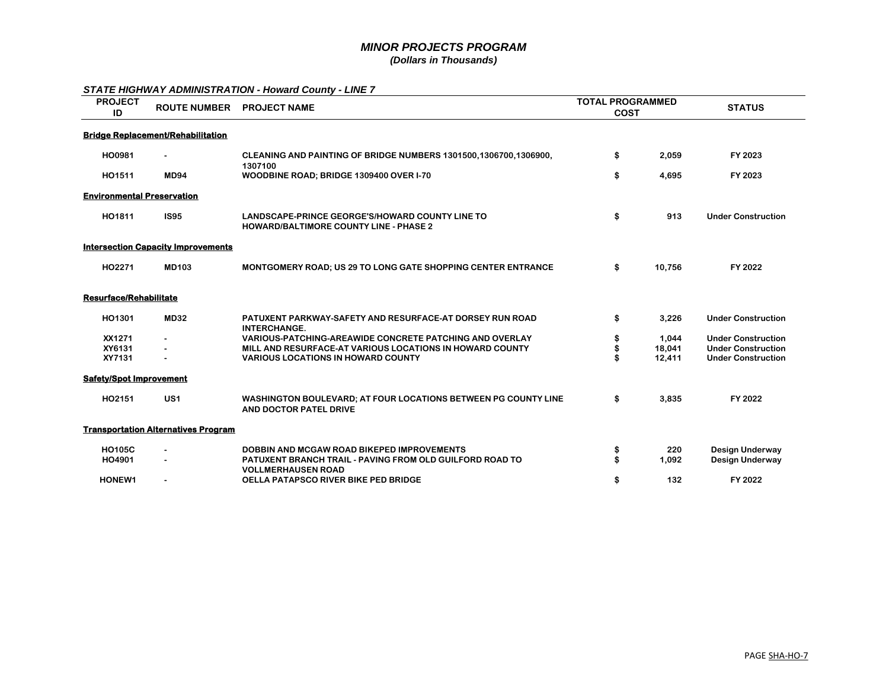# *MINOR PROJECTS PROGRAM*

***(Dollars in Thousands)***

***STATE HIGHWAY ADMINISTRATION - Howard County - LINE 7***

| PROJECT ID | ROUTE NUMBER | PROJECT NAME | TOTAL PROGRAMMED COST | STATUS |
|---|---|---|---|---|
| **Bridge Replacement/Rehabilitation** | | | | |
| HO0981 | - | CLEANING AND PAINTING OF BRIDGE NUMBERS 1301500,1306700,1306900, 1307100 | $ 2,059 | FY 2023 |
| HO1511 | MD94 | WOODBINE ROAD; BRIDGE 1309400 OVER I-70 | $ 4,695 | FY 2023 |
| **Environmental Preservation** | | | | |
| HO1811 | IS95 | LANDSCAPE-PRINCE GEORGE'S/HOWARD COUNTY LINE TO HOWARD/BALTIMORE COUNTY LINE - PHASE 2 | $ 913 | Under Construction |
| **Intersection Capacity Improvements** | | | | |
| HO2271 | MD103 | MONTGOMERY ROAD; US 29 TO LONG GATE SHOPPING CENTER ENTRANCE | $ 10,756 | FY 2022 |
| **Resurface/Rehabilitate** | | | | |
| HO1301 | MD32 | PATUXENT PARKWAY-SAFETY AND RESURFACE-AT DORSEY RUN ROAD INTERCHANGE. | $ 3,226 | Under Construction |
| XX1271 | - | VARIOUS-PATCHING-AREAWIDE CONCRETE PATCHING AND OVERLAY | $ 1,044 | Under Construction |
| XY6131 | - | MILL AND RESURFACE-AT VARIOUS LOCATIONS IN HOWARD COUNTY | $ 18,041 | Under Construction |
| XY7131 | - | VARIOUS LOCATIONS IN HOWARD COUNTY | $ 12,411 | Under Construction |
| **Safety/Spot Improvement** | | | | |
| HO2151 | US1 | WASHINGTON BOULEVARD; AT FOUR LOCATIONS BETWEEN PG COUNTY LINE AND DOCTOR PATEL DRIVE | $ 3,835 | FY 2022 |
| **Transportation Alternatives Program** | | | | |
| HO105C | - | DOBBIN AND MCGAW ROAD BIKEPED IMPROVEMENTS | $ 220 | Design Underway |
| HO4901 | - | PATUXENT BRANCH TRAIL - PAVING FROM OLD GUILFORD ROAD TO VOLLMERHAUSEN ROAD | $ 1,092 | Design Underway |
| HONEW1 | - | OELLA PATAPSCO RIVER BIKE PED BRIDGE | $ 132 | FY 2022 |